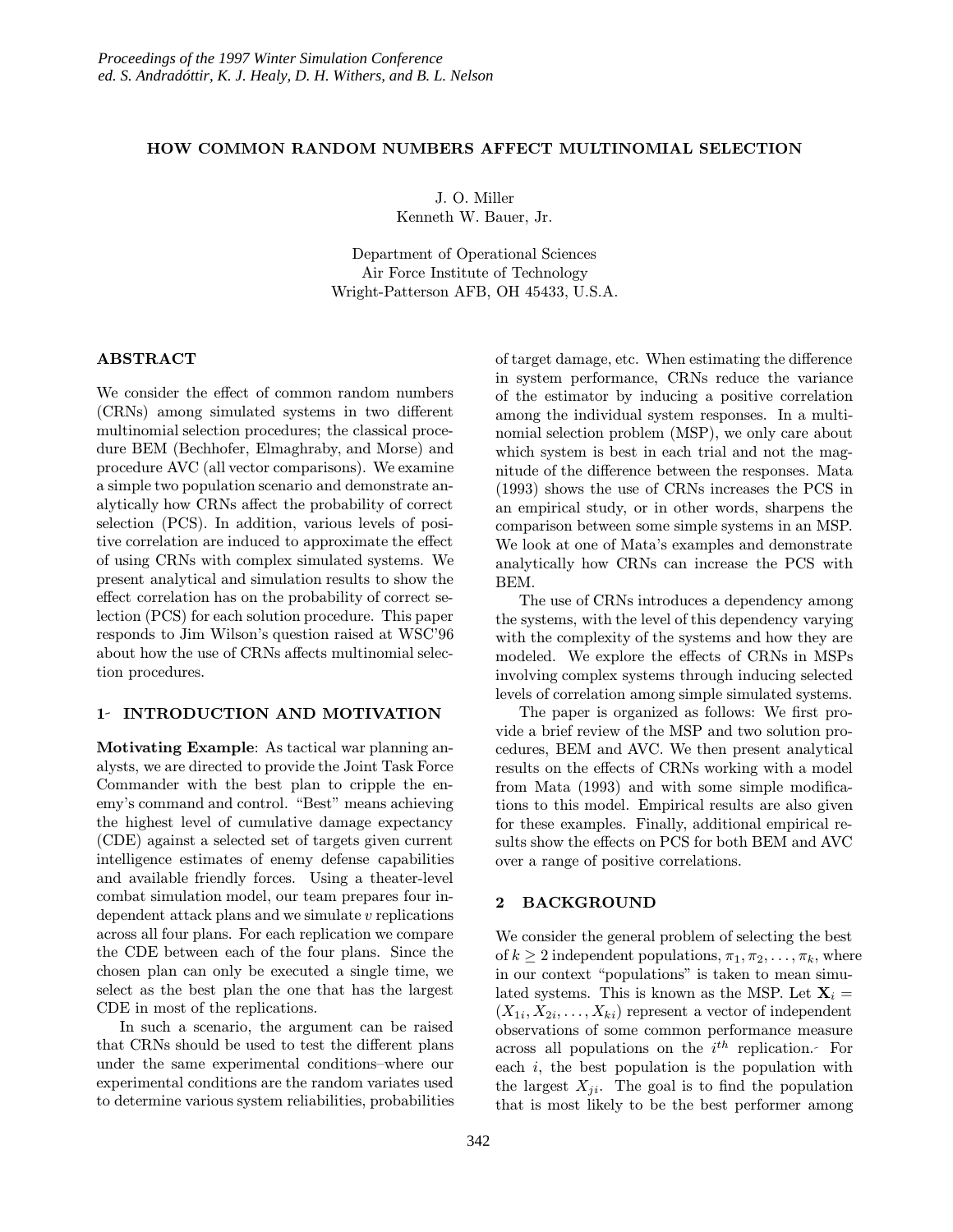# HOW COMMON RANDOM NUMBERS AFFECT MULTINOMIAL SELECTION

J. O. Miller
Kenneth W. Bauer, Jr.

Department of Operational Sciences
Air Force Institute of Technology
Wright-Patterson AFB, OH 45433, U.S.A.

## ABSTRACT

We consider the effect of common random numbers (CRNs) among simulated systems in two different multinomial selection procedures; the classical procedure BEM (Bechhofer, Elmaghraby, and Morse) and procedure AVC (all vector comparisons). We examine a simple two population scenario and demonstrate analytically how CRNs affect the probability of correct selection (PCS). In addition, various levels of positive correlation are induced to approximate the effect of using CRNs with complex simulated systems. We present analytical and simulation results to show the effect correlation has on the probability of correct selection (PCS) for each solution procedure. This paper responds to Jim Wilson's question raised at WSC'96 about how the use of CRNs affects multinomial selection procedures.

## 1 INTRODUCTION AND MOTIVATION

**Motivating Example**: As tactical war planning analysts, we are directed to provide the Joint Task Force Commander with the best plan to cripple the enemy's command and control. "Best" means achieving the highest level of cumulative damage expectancy (CDE) against a selected set of targets given current intelligence estimates of enemy defense capabilities and available friendly forces. Using a theater-level combat simulation model, our team prepares four independent attack plans and we simulate $v$ replications across all four plans. For each replication we compare the CDE between each of the four plans. Since the chosen plan can only be executed a single time, we select as the best plan the one that has the largest CDE in most of the replications.

In such a scenario, the argument can be raised that CRNs should be used to test the different plans under the same experimental conditions–where our experimental conditions are the random variates used to determine various system reliabilities, probabilities of target damage, etc. When estimating the difference in system performance, CRNs reduce the variance of the estimator by inducing a positive correlation among the individual system responses. In a multinomial selection problem (MSP), we only care about which system is best in each trial and not the magnitude of the difference between the responses. Mata (1993) shows the use of CRNs increases the PCS in an empirical study, or in other words, sharpens the comparison between some simple systems in an MSP. We look at one of Mata's examples and demonstrate analytically how CRNs can increase the PCS with BEM.

The use of CRNs introduces a dependency among the systems, with the level of this dependency varying with the complexity of the systems and how they are modeled. We explore the effects of CRNs in MSPs involving complex systems through inducing selected levels of correlation among simple simulated systems.

The paper is organized as follows: We first provide a brief review of the MSP and two solution procedures, BEM and AVC. We then present analytical results on the effects of CRNs working with a model from Mata (1993) and with some simple modifications to this model. Empirical results are also given for these examples. Finally, additional empirical results show the effects on PCS for both BEM and AVC over a range of positive correlations.

## 2 BACKGROUND

We consider the general problem of selecting the best of $k \geq 2$ independent populations, $\pi_1, \pi_2, \ldots, \pi_k$, where in our context "populations" is taken to mean simulated systems. This is known as the MSP. Let $\mathbf{X}_i = (X_{1i}, X_{2i}, \ldots, X_{ki})$ represent a vector of independent observations of some common performance measure across all populations on the $i^{th}$ replication. For each $i$, the best population is the population with the largest $X_{ji}$. The goal is to find the population that is most likely to be the best performer among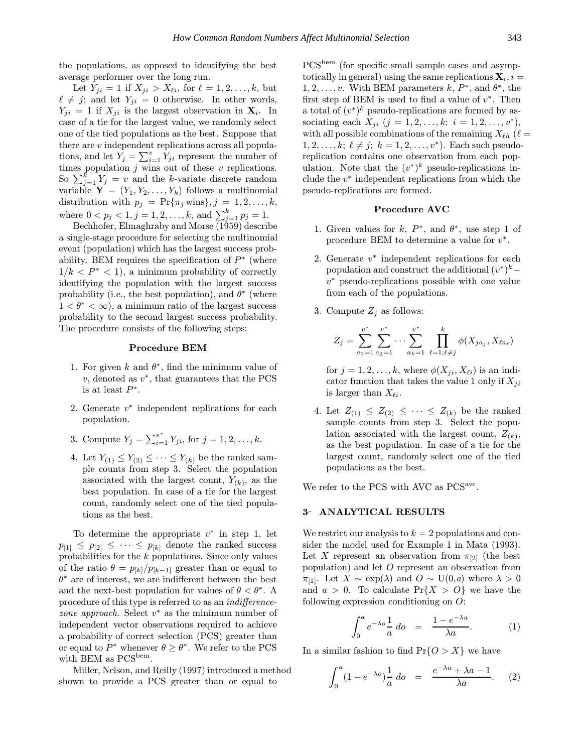the populations, as opposed to identifying the best average performer over the long run.

Let $Y_{ji} = 1$ if $X_{ji} > X_{\ell i}$, for $\ell = 1, 2, \ldots, k$, but $\ell \neq j$; and let $Y_{ji} = 0$ otherwise. In other words, $Y_{ji} = 1$ if $X_{ji}$ is the largest observation in $\mathbf{X}_i$. In case of a tie for the largest value, we randomly select one of the tied populations as the best. Suppose that there are $v$ independent replications across all populations, and let $Y_j = \sum_{i=1}^{v} Y_{ji}$ represent the number of times population $j$ wins out of these $v$ replications. So $\sum_{j=1}^{k} Y_j = v$ and the $k$-variate discrete random variable $\mathbf{Y} = (Y_1, Y_2, \ldots, Y_k)$ follows a multinomial distribution with $p_j = \Pr\{\pi_j \text{ wins}\}, j = 1, 2, \ldots, k$, where $0 < p_j < 1, j = 1, 2, \ldots, k$, and $\sum_{j=1}^{k} p_j = 1$.

Bechhofer, Elmaghraby and Morse (1959) describe a single-stage procedure for selecting the multinomial event (population) which has the largest success probability. BEM requires the specification of $P^*$ (where $1/k < P^* < 1$), a minimum probability of correctly identifying the population with the largest success probability (i.e., the best population), and $\theta^*$ (where $1 < \theta^* < \infty$), a minimum ratio of the largest success probability to the second largest success probability. The procedure consists of the following steps:

**Procedure BEM**

1. For given $k$ and $\theta^*$, find the minimum value of $v$, denoted as $v^*$, that guarantees that the PCS is at least $P^*$.
2. Generate $v^*$ independent replications for each population.
3. Compute $Y_j = \sum_{i=1}^{v^*} Y_{ji}$, for $j = 1, 2, \ldots, k$.
4. Let $Y_{(1)} \leq Y_{(2)} \leq \cdots \leq Y_{(k)}$ be the ranked sample counts from step 3. Select the population associated with the largest count, $Y_{(k)}$, as the best population. In case of a tie for the largest count, randomly select one of the tied populations as the best.

To determine the appropriate $v^*$ in step 1, let $p_{[1]} \leq p_{[2]} \leq \cdots \leq p_{[k]}$ denote the ranked success probabilities for the $k$ populations. Since only values of the ratio $\theta = p_{[k]}/p_{[k-1]}$ greater than or equal to $\theta^*$ are of interest, we are indifferent between the best and the next-best population for values of $\theta < \theta^*$. A procedure of this type is referred to as an *indifference-zone approach*. Select $v^*$ as the minimum number of independent vector observations required to achieve a probability of correct selection (PCS) greater than or equal to $P^*$ whenever $\theta \geq \theta^*$. We refer to the PCS with BEM as $\text{PCS}^{\text{bem}}$.

Miller, Nelson, and Reilly (1997) introduced a method shown to provide a PCS greater than or equal to $\text{PCS}^{\text{bem}}$ (for specific small sample cases and asymptotically in general) using the same replications $\mathbf{X}_i, i = 1, 2, \ldots, v$. With BEM parameters $k$, $P^*$, and $\theta^*$, the first step of BEM is used to find a value of $v^*$. Then a total of $(v^*)^k$ pseudo-replications are formed by associating each $X_{ji}$ $(j = 1, 2, \ldots, k;\ i = 1, 2, \ldots, v^*)$, with all possible combinations of the remaining $X_{\ell h}$ $(\ell = 1, 2, \ldots, k;\ \ell \neq j;\ h = 1, 2, \ldots, v^*)$. Each such pseudo-replication contains one observation from each population. Note that the $(v^*)^k$ pseudo-replications include the $v^*$ independent replications from which the pseudo-replications are formed.

**Procedure AVC**

1. Given values for $k$, $P^*$, and $\theta^*$, use step 1 of procedure BEM to determine a value for $v^*$.
2. Generate $v^*$ independent replications for each population and construct the additional $(v^*)^k - v^*$ pseudo-replications possible with one value from each of the populations.
3. Compute $Z_j$ as follows:

$$Z_j = \sum_{a_1=1}^{v^*} \sum_{a_2=1}^{v^*} \cdots \sum_{a_k=1}^{v^*} \prod_{\ell=1;\ell \neq j}^{k} \phi(X_{ja_j}, X_{\ell a_\ell})$$

   for $j = 1, 2, \ldots, k$, where $\phi(X_{ji}, X_{\ell i})$ is an indicator function that takes the value 1 only if $X_{ji}$ is larger than $X_{\ell i}$.
4. Let $Z_{(1)} \leq Z_{(2)} \leq \cdots \leq Z_{(k)}$ be the ranked sample counts from step 3. Select the population associated with the largest count, $Z_{(k)}$, as the best population. In case of a tie for the largest count, randomly select one of the tied populations as the best.

We refer to the PCS with AVC as $\text{PCS}^{\text{avc}}$.

## 3 ANALYTICAL RESULTS

We restrict our analysis to $k = 2$ populations and consider the model used for Example 1 in Mata (1993). Let $X$ represent an observation from $\pi_{[2]}$ (the best population) and let $O$ represent an observation from $\pi_{[1]}$. Let $X \sim \exp(\lambda)$ and $O \sim \text{U}(0, a)$ where $\lambda > 0$ and $a > 0$. To calculate $\Pr\{X > O\}$ we have the following expression conditioning on $O$:

$$\int_0^a e^{-\lambda o} \frac{1}{a}\, do \;\; = \;\; \frac{1 - e^{-\lambda a}}{\lambda a}. \qquad (1)$$

In a similar fashion to find $\Pr\{O > X\}$ we have

$$\int_0^a (1 - e^{-\lambda o}) \frac{1}{a}\, do \;\; = \;\; \frac{e^{-\lambda a} + \lambda a - 1}{\lambda a}. \qquad (2)$$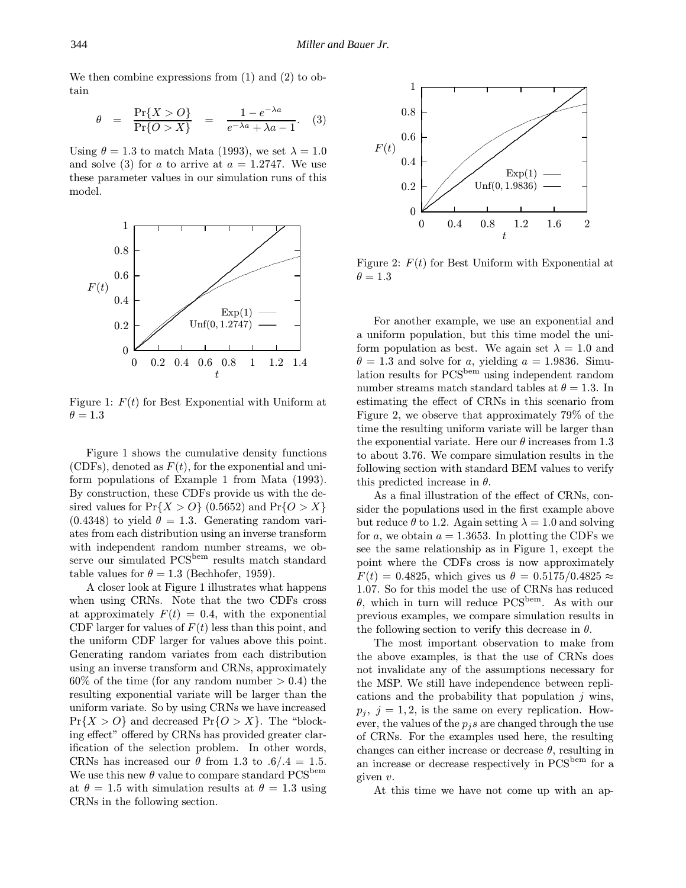We then combine expressions from (1) and (2) to obtain

$$\theta = \frac{\Pr\{X > O\}}{\Pr\{O > X\}} = \frac{1 - e^{-\lambda a}}{e^{-\lambda a} + \lambda a - 1}. \quad (3)$$

Using $\theta = 1.3$ to match Mata (1993), we set $\lambda = 1.0$ and solve (3) for $a$ to arrive at $a = 1.2747$. We use these parameter values in our simulation runs of this model.

Figure 1: $F(t)$ for Best Exponential with Uniform at $\theta = 1.3$

Figure 1 shows the cumulative density functions (CDFs), denoted as $F(t)$, for the exponential and uniform populations of Example 1 from Mata (1993). By construction, these CDFs provide us with the desired values for $\Pr\{X > O\}$ (0.5652) and $\Pr\{O > X\}$ (0.4348) to yield $\theta = 1.3$. Generating random variates from each distribution using an inverse transform with independent random number streams, we observe our simulated $\text{PCS}^{\text{bem}}$ results match standard table values for $\theta = 1.3$ (Bechhofer, 1959).

A closer look at Figure 1 illustrates what happens when using CRNs. Note that the two CDFs cross at approximately $F(t) = 0.4$, with the exponential CDF larger for values of $F(t)$ less than this point, and the uniform CDF larger for values above this point. Generating random variates from each distribution using an inverse transform and CRNs, approximately 60% of the time (for any random number $> 0.4$) the resulting exponential variate will be larger than the uniform variate. So by using CRNs we have increased $\Pr\{X > O\}$ and decreased $\Pr\{O > X\}$. The "blocking effect" offered by CRNs has provided greater clarification of the selection problem. In other words, CRNs has increased our $\theta$ from 1.3 to $.6/.4 = 1.5$. We use this new $\theta$ value to compare standard $\text{PCS}^{\text{bem}}$ at $\theta = 1.5$ with simulation results at $\theta = 1.3$ using CRNs in the following section.

Figure 2: $F(t)$ for Best Uniform with Exponential at $\theta = 1.3$

For another example, we use an exponential and a uniform population, but this time model the uniform population as best. We again set $\lambda = 1.0$ and $\theta = 1.3$ and solve for $a$, yielding $a = 1.9836$. Simulation results for $\text{PCS}^{\text{bem}}$ using independent random number streams match standard tables at $\theta = 1.3$. In estimating the effect of CRNs in this scenario from Figure 2, we observe that approximately 79% of the time the resulting uniform variate will be larger than the exponential variate. Here our $\theta$ increases from 1.3 to about 3.76. We compare simulation results in the following section with standard BEM values to verify this predicted increase in $\theta$.

As a final illustration of the effect of CRNs, consider the populations used in the first example above but reduce $\theta$ to 1.2. Again setting $\lambda = 1.0$ and solving for $a$, we obtain $a = 1.3653$. In plotting the CDFs we see the same relationship as in Figure 1, except the point where the CDFs cross is now approximately $F(t) = 0.4825$, which gives us $\theta = 0.5175/0.4825 \approx 1.07$. So for this model the use of CRNs has reduced $\theta$, which in turn will reduce $\text{PCS}^{\text{bem}}$. As with our previous examples, we compare simulation results in the following section to verify this decrease in $\theta$.

The most important observation to make from the above examples, is that the use of CRNs does not invalidate any of the assumptions necessary for the MSP. We still have independence between replications and the probability that population $j$ wins, $p_j$, $j = 1, 2$, is the same on every replication. However, the values of the $p_j$s are changed through the use of CRNs. For the examples used here, the resulting changes can either increase or decrease $\theta$, resulting in an increase or decrease respectively in $\text{PCS}^{\text{bem}}$ for a given $v$.

At this time we have not come up with an ap-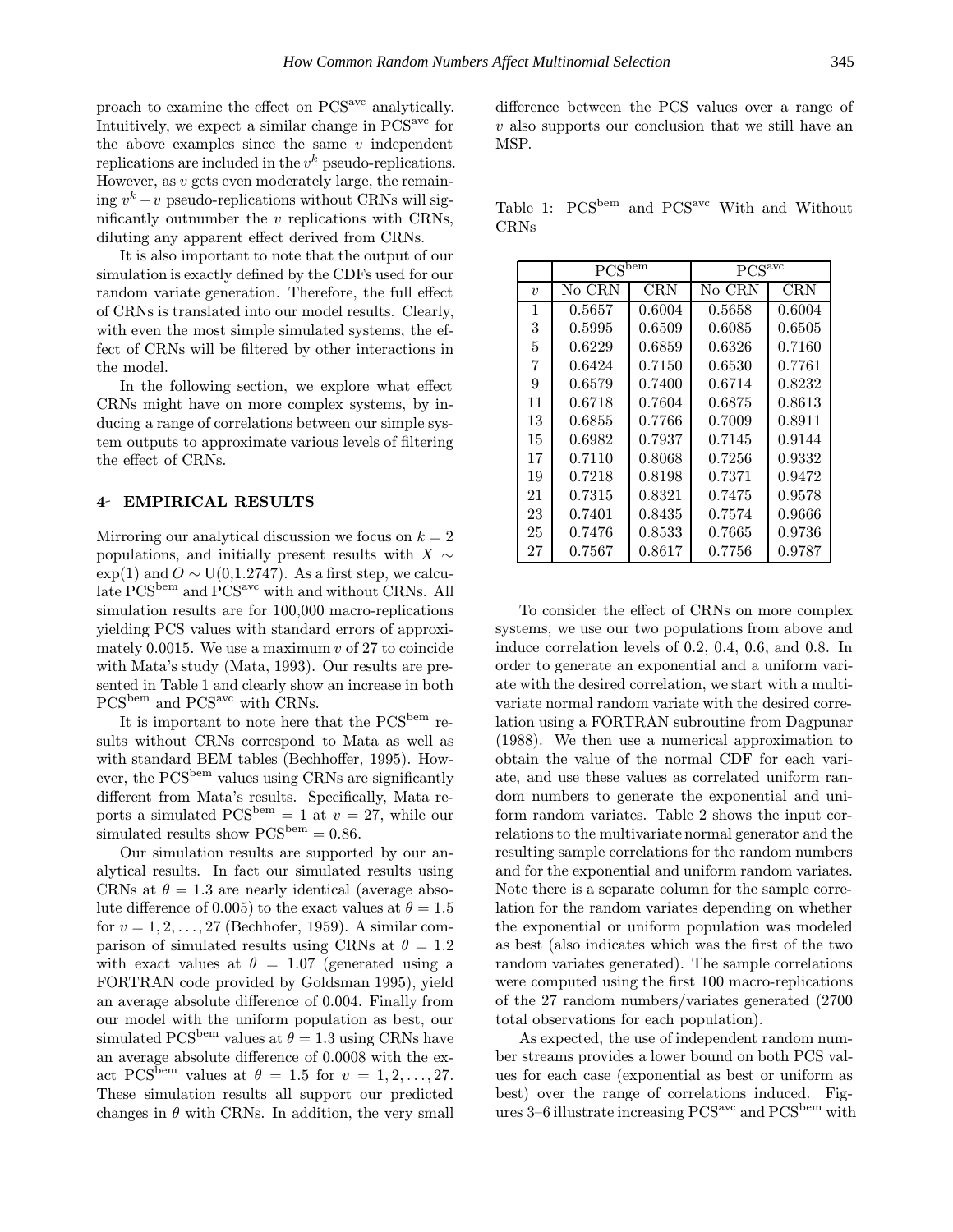proach to examine the effect on $\text{PCS}^{\text{avc}}$ analytically. Intuitively, we expect a similar change in $\text{PCS}^{\text{avc}}$ for the above examples since the same $v$ independent replications are included in the $v^k$ pseudo-replications. However, as $v$ gets even moderately large, the remaining $v^k - v$ pseudo-replications without CRNs will significantly outnumber the $v$ replications with CRNs, diluting any apparent effect derived from CRNs.

It is also important to note that the output of our simulation is exactly defined by the CDFs used for our random variate generation. Therefore, the full effect of CRNs is translated into our model results. Clearly, with even the most simple simulated systems, the effect of CRNs will be filtered by other interactions in the model.

In the following section, we explore what effect CRNs might have on more complex systems, by inducing a range of correlations between our simple system outputs to approximate various levels of filtering the effect of CRNs.

## 4 EMPIRICAL RESULTS

Mirroring our analytical discussion we focus on $k = 2$ populations, and initially present results with $X \sim \exp(1)$ and $O \sim \text{U}(0,1.2747)$. As a first step, we calculate $\text{PCS}^{\text{bem}}$ and $\text{PCS}^{\text{avc}}$ with and without CRNs. All simulation results are for 100,000 macro-replications yielding PCS values with standard errors of approximately 0.0015. We use a maximum $v$ of 27 to coincide with Mata's study (Mata, 1993). Our results are presented in Table 1 and clearly show an increase in both $\text{PCS}^{\text{bem}}$ and $\text{PCS}^{\text{avc}}$ with CRNs.

It is important to note here that the $\text{PCS}^{\text{bem}}$ results without CRNs correspond to Mata as well as with standard BEM tables (Bechhoffer, 1995). However, the $\text{PCS}^{\text{bem}}$ values using CRNs are significantly different from Mata's results. Specifically, Mata reports a simulated $\text{PCS}^{\text{bem}} = 1$ at $v = 27$, while our simulated results show $\text{PCS}^{\text{bem}} = 0.86$.

Our simulation results are supported by our analytical results. In fact our simulated results using CRNs at $\theta = 1.3$ are nearly identical (average absolute difference of 0.005) to the exact values at $\theta = 1.5$ for $v = 1, 2, \ldots, 27$ (Bechhofer, 1959). A similar comparison of simulated results using CRNs at $\theta = 1.2$ with exact values at $\theta = 1.07$ (generated using a FORTRAN code provided by Goldsman 1995), yield an average absolute difference of 0.004. Finally from our model with the uniform population as best, our simulated $\text{PCS}^{\text{bem}}$ values at $\theta = 1.3$ using CRNs have an average absolute difference of 0.0008 with the exact $\text{PCS}^{\text{bem}}$ values at $\theta = 1.5$ for $v = 1, 2, \ldots, 27$. These simulation results all support our predicted changes in $\theta$ with CRNs. In addition, the very small difference between the PCS values over a range of $v$ also supports our conclusion that we still have an MSP.

Table 1: $\text{PCS}^{\text{bem}}$ and $\text{PCS}^{\text{avc}}$ With and Without CRNs

| | $\text{PCS}^{\text{bem}}$ | | $\text{PCS}^{\text{avc}}$ | |
|---|---|---|---|---|
| $v$ | No CRN | CRN | No CRN | CRN |
| 1 | 0.5657 | 0.6004 | 0.5658 | 0.6004 |
| 3 | 0.5995 | 0.6509 | 0.6085 | 0.6505 |
| 5 | 0.6229 | 0.6859 | 0.6326 | 0.7160 |
| 7 | 0.6424 | 0.7150 | 0.6530 | 0.7761 |
| 9 | 0.6579 | 0.7400 | 0.6714 | 0.8232 |
| 11 | 0.6718 | 0.7604 | 0.6875 | 0.8613 |
| 13 | 0.6855 | 0.7766 | 0.7009 | 0.8911 |
| 15 | 0.6982 | 0.7937 | 0.7145 | 0.9144 |
| 17 | 0.7110 | 0.8068 | 0.7256 | 0.9332 |
| 19 | 0.7218 | 0.8198 | 0.7371 | 0.9472 |
| 21 | 0.7315 | 0.8321 | 0.7475 | 0.9578 |
| 23 | 0.7401 | 0.8435 | 0.7574 | 0.9666 |
| 25 | 0.7476 | 0.8533 | 0.7665 | 0.9736 |
| 27 | 0.7567 | 0.8617 | 0.7756 | 0.9787 |

To consider the effect of CRNs on more complex systems, we use our two populations from above and induce correlation levels of 0.2, 0.4, 0.6, and 0.8. In order to generate an exponential and a uniform variate with the desired correlation, we start with a multivariate normal random variate with the desired correlation using a FORTRAN subroutine from Dagpunar (1988). We then use a numerical approximation to obtain the value of the normal CDF for each variate, and use these values as correlated uniform random numbers to generate the exponential and uniform random variates. Table 2 shows the input correlations to the multivariate normal generator and the resulting sample correlations for the random numbers and for the exponential and uniform random variates. Note there is a separate column for the sample correlation for the random variates depending on whether the exponential or uniform population was modeled as best (also indicates which was the first of the two random variates generated). The sample correlations were computed using the first 100 macro-replications of the 27 random numbers/variates generated (2700 total observations for each population).

As expected, the use of independent random number streams provides a lower bound on both PCS values for each case (exponential as best or uniform as best) over the range of correlations induced. Figures 3–6 illustrate increasing $\text{PCS}^{\text{avc}}$ and $\text{PCS}^{\text{bem}}$ with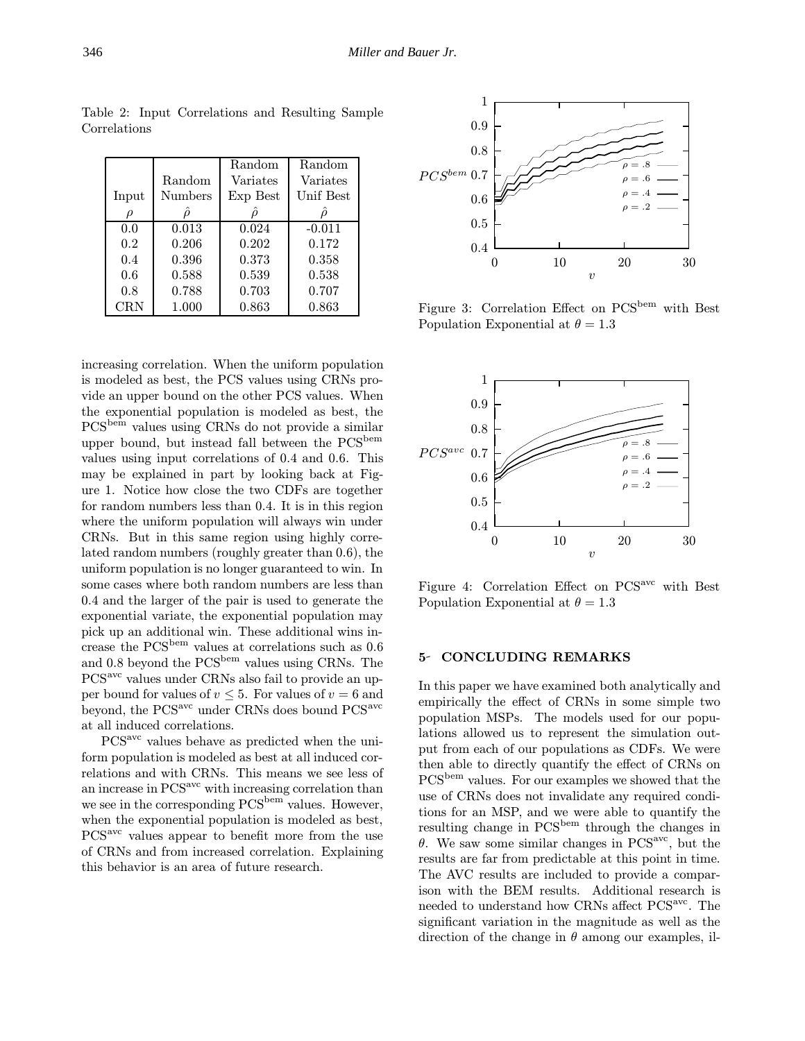Table 2: Input Correlations and Resulting Sample Correlations

| Input $\rho$ | Random Numbers $\hat{\rho}$ | Random Variates Exp Best $\hat{\rho}$ | Random Variates Unif Best $\hat{\rho}$ |
|---|---|---|---|
| 0.0 | 0.013 | 0.024 | -0.011 |
| 0.2 | 0.206 | 0.202 | 0.172 |
| 0.4 | 0.396 | 0.373 | 0.358 |
| 0.6 | 0.588 | 0.539 | 0.538 |
| 0.8 | 0.788 | 0.703 | 0.707 |
| CRN | 1.000 | 0.863 | 0.863 |

increasing correlation. When the uniform population is modeled as best, the PCS values using CRNs provide an upper bound on the other PCS values. When the exponential population is modeled as best, the $\text{PCS}^{\text{bem}}$ values using CRNs do not provide a similar upper bound, but instead fall between the $\text{PCS}^{\text{bem}}$ values using input correlations of 0.4 and 0.6. This may be explained in part by looking back at Figure 1. Notice how close the two CDFs are together for random numbers less than 0.4. It is in this region where the uniform population will always win under CRNs. But in this same region using highly correlated random numbers (roughly greater than 0.6), the uniform population is no longer guaranteed to win. In some cases where both random numbers are less than 0.4 and the larger of the pair is used to generate the exponential variate, the exponential population may pick up an additional win. These additional wins increase the $\text{PCS}^{\text{bem}}$ values at correlations such as 0.6 and 0.8 beyond the $\text{PCS}^{\text{bem}}$ values using CRNs. The $\text{PCS}^{\text{avc}}$ values under CRNs also fail to provide an upper bound for values of $v \leq 5$. For values of $v = 6$ and beyond, the $\text{PCS}^{\text{avc}}$ under CRNs does bound $\text{PCS}^{\text{avc}}$ at all induced correlations.

$\text{PCS}^{\text{avc}}$ values behave as predicted when the uniform population is modeled as best at all induced correlations and with CRNs. This means we see less of an increase in $\text{PCS}^{\text{avc}}$ with increasing correlation than we see in the corresponding $\text{PCS}^{\text{bem}}$ values. However, when the exponential population is modeled as best, $\text{PCS}^{\text{avc}}$ values appear to benefit more from the use of CRNs and from increased correlation. Explaining this behavior is an area of future research.

Figure 3: Correlation Effect on $\text{PCS}^{\text{bem}}$ with Best Population Exponential at $\theta = 1.3$

Figure 4: Correlation Effect on $\text{PCS}^{\text{avc}}$ with Best Population Exponential at $\theta = 1.3$

## 5 CONCLUDING REMARKS

In this paper we have examined both analytically and empirically the effect of CRNs in some simple two population MSPs. The models used for our populations allowed us to represent the simulation output from each of our populations as CDFs. We were then able to directly quantify the effect of CRNs on $\text{PCS}^{\text{bem}}$ values. For our examples we showed that the use of CRNs does not invalidate any required conditions for an MSP, and we were able to quantify the resulting change in $\text{PCS}^{\text{bem}}$ through the changes in $\theta$. We saw some similar changes in $\text{PCS}^{\text{avc}}$, but the results are far from predictable at this point in time. The AVC results are included to provide a comparison with the BEM results. Additional research is needed to understand how CRNs affect $\text{PCS}^{\text{avc}}$. The significant variation in the magnitude as well as the direction of the change in $\theta$ among our examples, il-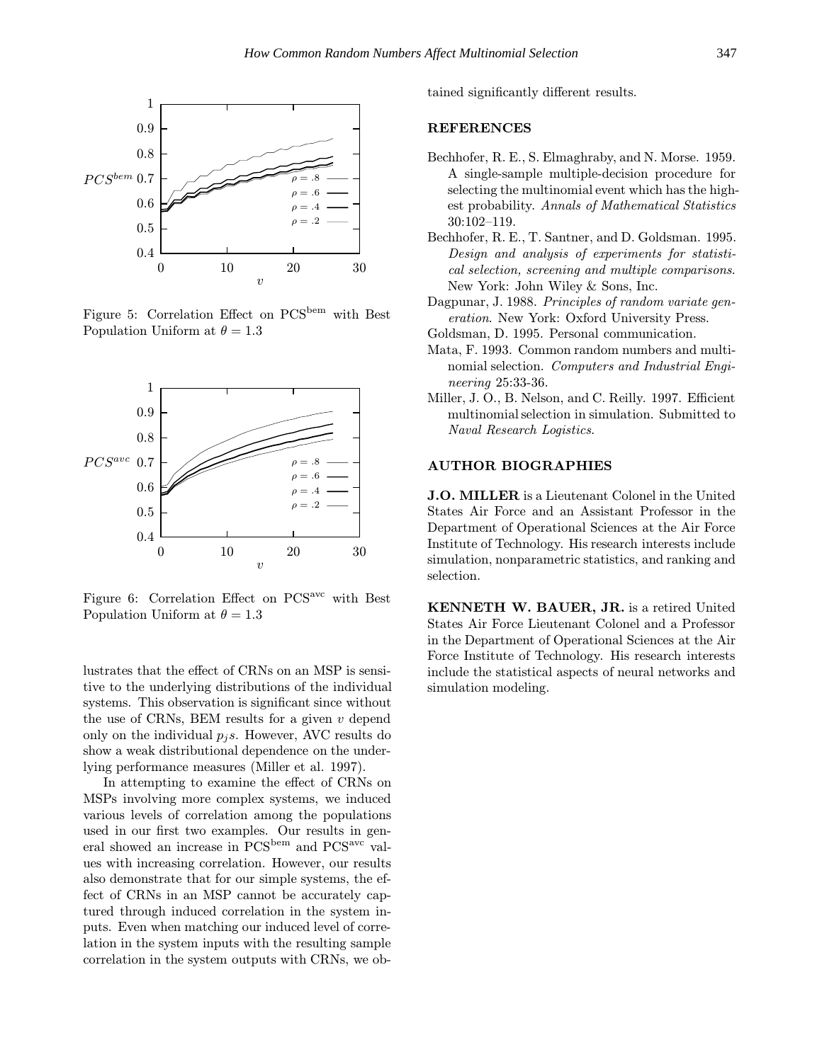1

0.9

0.8

$PCS^{bem}$ 0.7

0.6

0.5

0.4

0 10 20 30

$v$

$\rho = .8$

$\rho = .6$

$\rho = .4$

$\rho = .2$

Figure 5: Correlation Effect on PCS$^{\text{bem}}$ with Best Population Uniform at $\theta = 1.3$

1

0.9

0.8

$PCS^{avc}$ 0.7

0.6

0.5

0.4

0 10 20 30

$v$

$\rho = .8$

$\rho = .6$

$\rho = .4$

$\rho = .2$

Figure 6: Correlation Effect on PCS$^{\text{avc}}$ with Best Population Uniform at $\theta = 1.3$

lustrates that the effect of CRNs on an MSP is sensitive to the underlying distributions of the individual systems. This observation is significant since without the use of CRNs, BEM results for a given $v$ depend only on the individual $p_j$s. However, AVC results do show a weak distributional dependence on the underlying performance measures (Miller et al. 1997).

In attempting to examine the effect of CRNs on MSPs involving more complex systems, we induced various levels of correlation among the populations used in our first two examples. Our results in general showed an increase in PCS$^{\text{bem}}$ and PCS$^{\text{avc}}$ values with increasing correlation. However, our results also demonstrate that for our simple systems, the effect of CRNs in an MSP cannot be accurately captured through induced correlation in the system inputs. Even when matching our induced level of correlation in the system inputs with the resulting sample correlation in the system outputs with CRNs, we obtained significantly different results.

## REFERENCES

Bechhofer, R. E., S. Elmaghraby, and N. Morse. 1959. A single-sample multiple-decision procedure for selecting the multinomial event which has the highest probability. *Annals of Mathematical Statistics* 30:102–119.

Bechhofer, R. E., T. Santner, and D. Goldsman. 1995. *Design and analysis of experiments for statistical selection, screening and multiple comparisons*. New York: John Wiley & Sons, Inc.

Dagpunar, J. 1988. *Principles of random variate generation*. New York: Oxford University Press.

Goldsman, D. 1995. Personal communication.

Mata, F. 1993. Common random numbers and multinomial selection. *Computers and Industrial Engineering* 25:33-36.

Miller, J. O., B. Nelson, and C. Reilly. 1997. Efficient multinomial selection in simulation. Submitted to *Naval Research Logistics*.

## AUTHOR BIOGRAPHIES

**J.O. MILLER** is a Lieutenant Colonel in the United States Air Force and an Assistant Professor in the Department of Operational Sciences at the Air Force Institute of Technology. His research interests include simulation, nonparametric statistics, and ranking and selection.

**KENNETH W. BAUER, JR.** is a retired United States Air Force Lieutenant Colonel and a Professor in the Department of Operational Sciences at the Air Force Institute of Technology. His research interests include the statistical aspects of neural networks and simulation modeling.